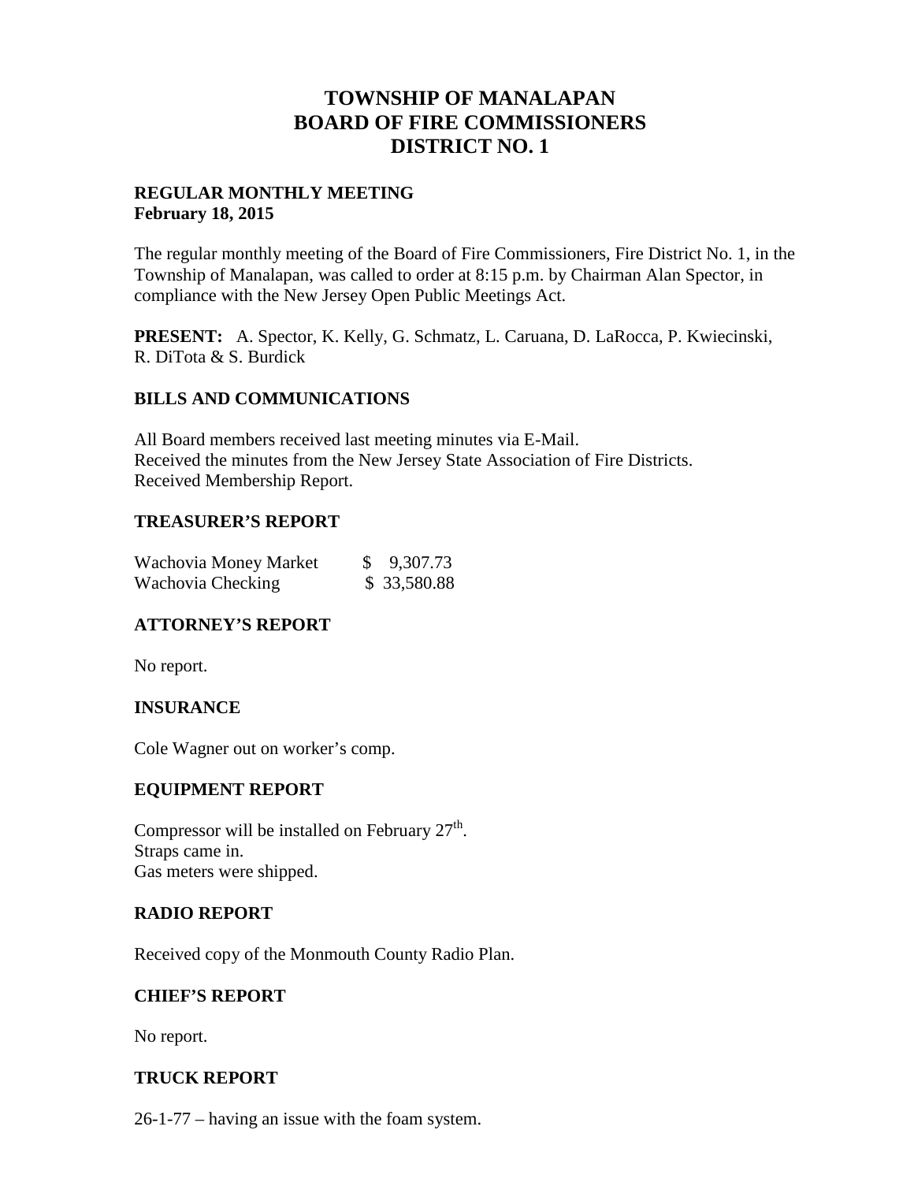# TOWNSHIP OF MANALAPAN
# BOARD OF FIRE COMMISSIONERS
# DISTRICT NO. 1

**REGULAR MONTHLY MEETING**
**February 18, 2015**

The regular monthly meeting of the Board of Fire Commissioners, Fire District No. 1, in the Township of Manalapan, was called to order at 8:15 p.m. by Chairman Alan Spector, in compliance with the New Jersey Open Public Meetings Act.

**PRESENT:** A. Spector, K. Kelly, G. Schmatz, L. Caruana, D. LaRocca, P. Kwiecinski, R. DiTota & S. Burdick

## BILLS AND COMMUNICATIONS

All Board members received last meeting minutes via E-Mail.
Received the minutes from the New Jersey State Association of Fire Districts.
Received Membership Report.

## TREASURER'S REPORT

| | |
|---|---|
| Wachovia Money Market | $ 9,307.73 |
| Wachovia Checking | $ 33,580.88 |

## ATTORNEY'S REPORT

No report.

## INSURANCE

Cole Wagner out on worker's comp.

## EQUIPMENT REPORT

Compressor will be installed on February 27th.
Straps came in.
Gas meters were shipped.

## RADIO REPORT

Received copy of the Monmouth County Radio Plan.

## CHIEF'S REPORT

No report.

## TRUCK REPORT

26-1-77 – having an issue with the foam system.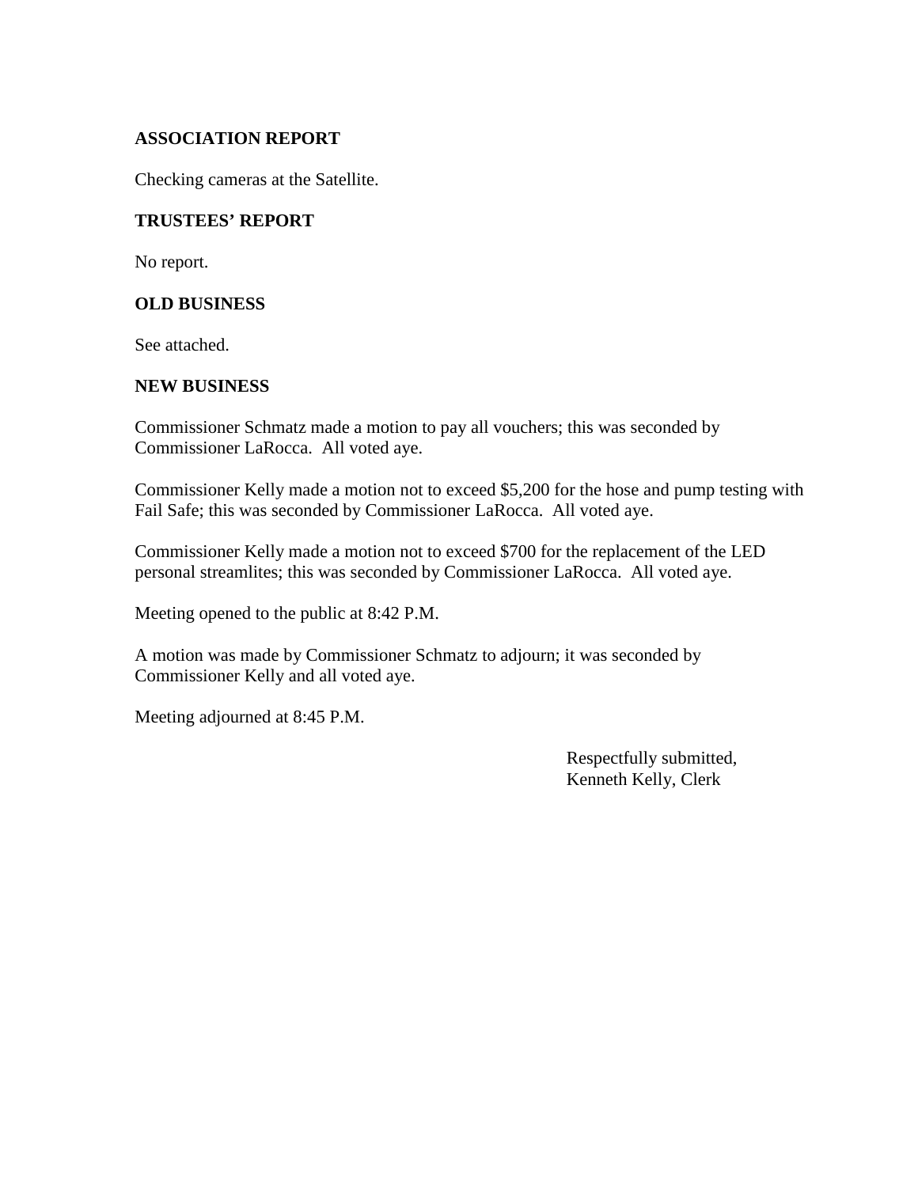**ASSOCIATION REPORT**

Checking cameras at the Satellite.

**TRUSTEES' REPORT**

No report.

**OLD BUSINESS**

See attached.

**NEW BUSINESS**

Commissioner Schmatz made a motion to pay all vouchers; this was seconded by Commissioner LaRocca. All voted aye.

Commissioner Kelly made a motion not to exceed $5,200 for the hose and pump testing with Fail Safe; this was seconded by Commissioner LaRocca. All voted aye.

Commissioner Kelly made a motion not to exceed $700 for the replacement of the LED personal streamlites; this was seconded by Commissioner LaRocca. All voted aye.

Meeting opened to the public at 8:42 P.M.

A motion was made by Commissioner Schmatz to adjourn; it was seconded by Commissioner Kelly and all voted aye.

Meeting adjourned at 8:45 P.M.

Respectfully submitted,
Kenneth Kelly, Clerk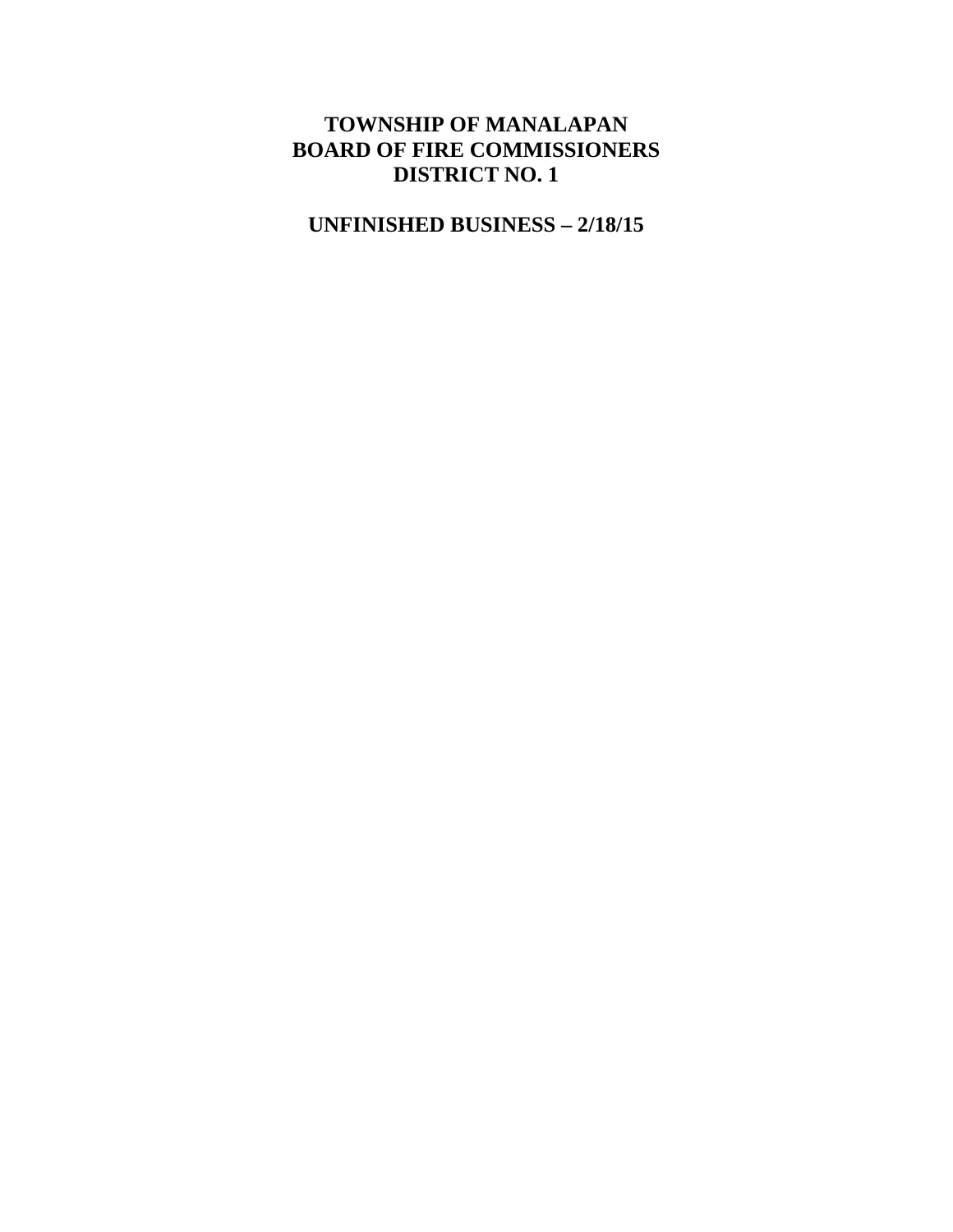# TOWNSHIP OF MANALAPAN
# BOARD OF FIRE COMMISSIONERS
# DISTRICT NO. 1

## UNFINISHED BUSINESS – 2/18/15